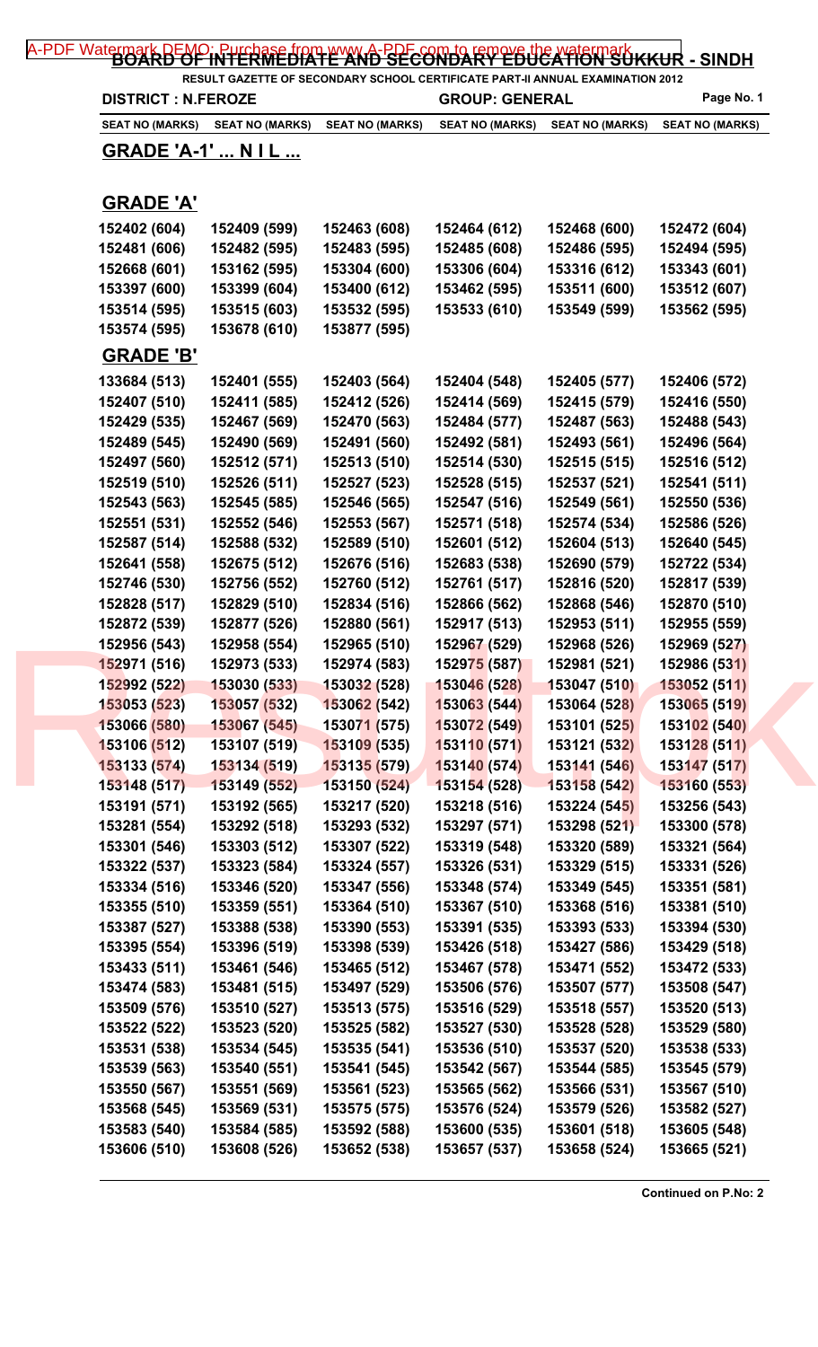A-PDF Watermark DEMO: Purchase from www.A-PDF.com to remove the watermark

# BOARD OF INTERMEDIATE AND SECONDARY EDUCATION SUKKUR - SINDH

**RESULT GAZETTE OF SECONDARY SCHOOL CERTIFICATE PART-II ANNUAL EXAMINATION 2012**

**DISTRICT : N.FEROZE** **GROUP: GENERAL** **Page No. 1**

| SEAT NO (MARKS) | SEAT NO (MARKS) | SEAT NO (MARKS) | SEAT NO (MARKS) | SEAT NO (MARKS) | SEAT NO (MARKS) |
|---|---|---|---|---|---|

## GRADE 'A-1' ... N I L ...

## GRADE 'A'

| | | | | | |
|---|---|---|---|---|---|
| 152402 (604) | 152409 (599) | 152463 (608) | 152464 (612) | 152468 (600) | 152472 (604) |
| 152481 (606) | 152482 (595) | 152483 (595) | 152485 (608) | 152486 (595) | 152494 (595) |
| 152668 (601) | 153162 (595) | 153304 (600) | 153306 (604) | 153316 (612) | 153343 (601) |
| 153397 (600) | 153399 (604) | 153400 (612) | 153462 (595) | 153511 (600) | 153512 (607) |
| 153514 (595) | 153515 (603) | 153532 (595) | 153533 (610) | 153549 (599) | 153562 (595) |
| 153574 (595) | 153678 (610) | 153877 (595) | | | |

## GRADE 'B'

| | | | | | |
|---|---|---|---|---|---|
| 133684 (513) | 152401 (555) | 152403 (564) | 152404 (548) | 152405 (577) | 152406 (572) |
| 152407 (510) | 152411 (585) | 152412 (526) | 152414 (569) | 152415 (579) | 152416 (550) |
| 152429 (535) | 152467 (569) | 152470 (563) | 152484 (577) | 152487 (563) | 152488 (543) |
| 152489 (545) | 152490 (569) | 152491 (560) | 152492 (581) | 152493 (561) | 152496 (564) |
| 152497 (560) | 152512 (571) | 152513 (510) | 152514 (530) | 152515 (515) | 152516 (512) |
| 152519 (510) | 152526 (511) | 152527 (523) | 152528 (515) | 152537 (521) | 152541 (511) |
| 152543 (563) | 152545 (585) | 152546 (565) | 152547 (516) | 152549 (561) | 152550 (536) |
| 152551 (531) | 152552 (546) | 152553 (567) | 152571 (518) | 152574 (534) | 152586 (526) |
| 152587 (514) | 152588 (532) | 152589 (510) | 152601 (512) | 152604 (513) | 152640 (545) |
| 152641 (558) | 152675 (512) | 152676 (516) | 152683 (538) | 152690 (579) | 152722 (534) |
| 152746 (530) | 152756 (552) | 152760 (512) | 152761 (517) | 152816 (520) | 152817 (539) |
| 152828 (517) | 152829 (510) | 152834 (516) | 152866 (562) | 152868 (546) | 152870 (510) |
| 152872 (539) | 152877 (526) | 152880 (561) | 152917 (513) | 152953 (511) | 152955 (559) |
| 152956 (543) | 152958 (554) | 152965 (510) | 152967 (529) | 152968 (526) | 152969 (527) |
| 152971 (516) | 152973 (533) | 152974 (583) | 152975 (587) | 152981 (521) | 152986 (531) |
| 152992 (522) | 153030 (533) | 153032 (528) | 153046 (528) | 153047 (510) | 153052 (511) |
| 153053 (523) | 153057 (532) | 153062 (542) | 153063 (544) | 153064 (528) | 153065 (519) |
| 153066 (580) | 153067 (545) | 153071 (575) | 153072 (549) | 153101 (525) | 153102 (540) |
| 153106 (512) | 153107 (519) | 153109 (535) | 153110 (571) | 153121 (532) | 153128 (511) |
| 153133 (574) | 153134 (519) | 153135 (579) | 153140 (574) | 153141 (546) | 153147 (517) |
| 153148 (517) | 153149 (552) | 153150 (524) | 153154 (528) | 153158 (542) | 153160 (553) |
| 153191 (571) | 153192 (565) | 153217 (520) | 153218 (516) | 153224 (545) | 153256 (543) |
| 153281 (554) | 153292 (518) | 153293 (532) | 153297 (571) | 153298 (521) | 153300 (578) |
| 153301 (546) | 153303 (512) | 153307 (522) | 153319 (548) | 153320 (589) | 153321 (564) |
| 153322 (537) | 153323 (584) | 153324 (557) | 153326 (531) | 153329 (515) | 153331 (526) |
| 153334 (516) | 153346 (520) | 153347 (556) | 153348 (574) | 153349 (545) | 153351 (581) |
| 153355 (510) | 153359 (551) | 153364 (510) | 153367 (510) | 153368 (516) | 153381 (510) |
| 153387 (527) | 153388 (538) | 153390 (553) | 153391 (535) | 153393 (533) | 153394 (530) |
| 153395 (554) | 153396 (519) | 153398 (539) | 153426 (518) | 153427 (586) | 153429 (518) |
| 153433 (511) | 153461 (546) | 153465 (512) | 153467 (578) | 153471 (552) | 153472 (533) |
| 153474 (583) | 153481 (515) | 153497 (529) | 153506 (576) | 153507 (577) | 153508 (547) |
| 153509 (576) | 153510 (527) | 153513 (575) | 153516 (529) | 153518 (557) | 153520 (513) |
| 153522 (522) | 153523 (520) | 153525 (582) | 153527 (530) | 153528 (528) | 153529 (580) |
| 153531 (538) | 153534 (545) | 153535 (541) | 153536 (510) | 153537 (520) | 153538 (533) |
| 153539 (563) | 153540 (551) | 153541 (545) | 153542 (567) | 153544 (585) | 153545 (579) |
| 153550 (567) | 153551 (569) | 153561 (523) | 153565 (562) | 153566 (531) | 153567 (510) |
| 153568 (545) | 153569 (531) | 153575 (575) | 153576 (524) | 153579 (526) | 153582 (527) |
| 153583 (540) | 153584 (585) | 153592 (588) | 153600 (535) | 153601 (518) | 153605 (548) |
| 153606 (510) | 153608 (526) | 153652 (538) | 153657 (537) | 153658 (524) | 153665 (521) |

**Continued on P.No: 2**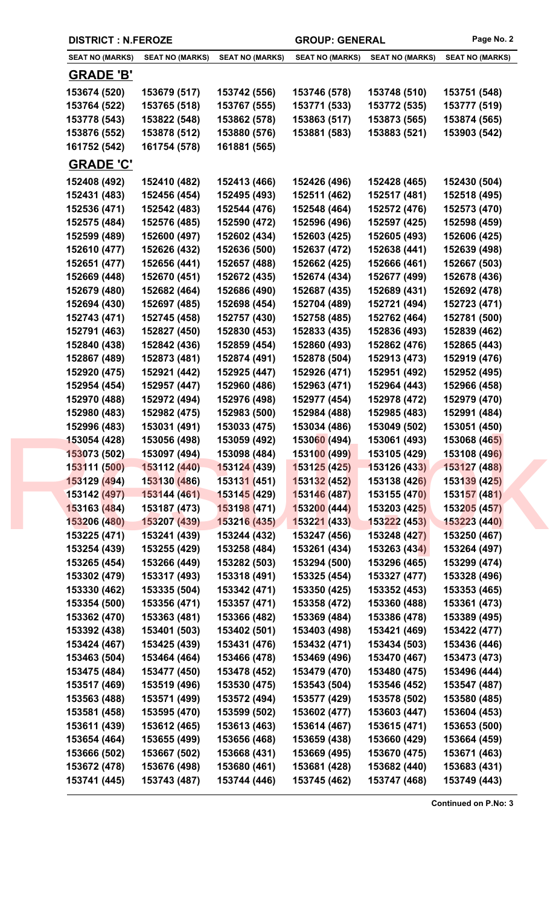DISTRICT : N.FEROZE | GROUP: GENERAL

| SEAT NO (MARKS) | SEAT NO (MARKS) | SEAT NO (MARKS) | SEAT NO (MARKS) | SEAT NO (MARKS) | SEAT NO (MARKS) |
|---|---|---|---|---|---|

## GRADE 'B'

| | | | | | |
|---|---|---|---|---|---|
| 153674 (520) | 153679 (517) | 153742 (556) | 153746 (578) | 153748 (510) | 153751 (548) |
| 153764 (522) | 153765 (518) | 153767 (555) | 153771 (533) | 153772 (535) | 153777 (519) |
| 153778 (543) | 153822 (548) | 153862 (578) | 153863 (517) | 153873 (565) | 153874 (565) |
| 153876 (552) | 153878 (512) | 153880 (576) | 153881 (583) | 153883 (521) | 153903 (542) |
| 161752 (542) | 161754 (578) | 161881 (565) | | | |

## GRADE 'C'

| | | | | | |
|---|---|---|---|---|---|
| 152408 (492) | 152410 (482) | 152413 (466) | 152426 (496) | 152428 (465) | 152430 (504) |
| 152431 (483) | 152456 (454) | 152495 (493) | 152511 (462) | 152517 (481) | 152518 (495) |
| 152536 (471) | 152542 (483) | 152544 (476) | 152548 (464) | 152572 (476) | 152573 (470) |
| 152575 (484) | 152576 (485) | 152590 (472) | 152596 (496) | 152597 (425) | 152598 (459) |
| 152599 (489) | 152600 (497) | 152602 (434) | 152603 (425) | 152605 (493) | 152606 (425) |
| 152610 (477) | 152626 (432) | 152636 (500) | 152637 (472) | 152638 (441) | 152639 (498) |
| 152651 (477) | 152656 (441) | 152657 (488) | 152662 (425) | 152666 (461) | 152667 (503) |
| 152669 (448) | 152670 (451) | 152672 (435) | 152674 (434) | 152677 (499) | 152678 (436) |
| 152679 (480) | 152682 (464) | 152686 (490) | 152687 (435) | 152689 (431) | 152692 (478) |
| 152694 (430) | 152697 (485) | 152698 (454) | 152704 (489) | 152721 (494) | 152723 (471) |
| 152743 (471) | 152745 (458) | 152757 (430) | 152758 (485) | 152762 (464) | 152781 (500) |
| 152791 (463) | 152827 (450) | 152830 (453) | 152833 (435) | 152836 (493) | 152839 (462) |
| 152840 (438) | 152842 (436) | 152859 (454) | 152860 (493) | 152862 (476) | 152865 (443) |
| 152867 (489) | 152873 (481) | 152874 (491) | 152878 (504) | 152913 (473) | 152919 (476) |
| 152920 (475) | 152921 (442) | 152925 (447) | 152926 (471) | 152951 (492) | 152952 (495) |
| 152954 (454) | 152957 (447) | 152960 (486) | 152963 (471) | 152964 (443) | 152966 (458) |
| 152970 (488) | 152972 (494) | 152976 (498) | 152977 (454) | 152978 (472) | 152979 (470) |
| 152980 (483) | 152982 (475) | 152983 (500) | 152984 (488) | 152985 (483) | 152991 (484) |
| 152996 (483) | 153031 (491) | 153033 (475) | 153034 (486) | 153049 (502) | 153051 (450) |
| 153054 (428) | 153056 (498) | 153059 (492) | 153060 (494) | 153061 (493) | 153068 (465) |
| 153073 (502) | 153097 (494) | 153098 (484) | 153100 (499) | 153105 (429) | 153108 (496) |
| 153111 (500) | 153112 (440) | 153124 (439) | 153125 (425) | 153126 (433) | 153127 (488) |
| 153129 (494) | 153130 (486) | 153131 (451) | 153132 (452) | 153138 (426) | 153139 (425) |
| 153142 (497) | 153144 (461) | 153145 (429) | 153146 (487) | 153155 (470) | 153157 (481) |
| 153163 (484) | 153187 (473) | 153198 (471) | 153200 (444) | 153203 (425) | 153205 (457) |
| 153206 (480) | 153207 (439) | 153216 (435) | 153221 (433) | 153222 (453) | 153223 (440) |
| 153225 (471) | 153241 (439) | 153244 (432) | 153247 (456) | 153248 (427) | 153250 (467) |
| 153254 (439) | 153255 (429) | 153258 (484) | 153261 (434) | 153263 (434) | 153264 (497) |
| 153265 (454) | 153266 (449) | 153282 (503) | 153294 (500) | 153296 (465) | 153299 (474) |
| 153302 (479) | 153317 (493) | 153318 (491) | 153325 (454) | 153327 (477) | 153328 (496) |
| 153330 (462) | 153335 (504) | 153342 (471) | 153350 (425) | 153352 (453) | 153353 (465) |
| 153354 (500) | 153356 (471) | 153357 (471) | 153358 (472) | 153360 (488) | 153361 (473) |
| 153362 (470) | 153363 (481) | 153366 (482) | 153369 (484) | 153386 (478) | 153389 (495) |
| 153392 (438) | 153401 (503) | 153402 (501) | 153403 (498) | 153421 (469) | 153422 (477) |
| 153424 (467) | 153425 (439) | 153431 (476) | 153432 (471) | 153434 (503) | 153436 (446) |
| 153463 (504) | 153464 (464) | 153466 (478) | 153469 (496) | 153470 (467) | 153473 (473) |
| 153475 (484) | 153477 (450) | 153478 (452) | 153479 (470) | 153480 (475) | 153496 (444) |
| 153517 (469) | 153519 (496) | 153530 (475) | 153543 (504) | 153546 (452) | 153547 (487) |
| 153563 (488) | 153571 (499) | 153572 (494) | 153577 (429) | 153578 (502) | 153580 (485) |
| 153581 (458) | 153595 (470) | 153599 (502) | 153602 (477) | 153603 (447) | 153604 (453) |
| 153611 (439) | 153612 (465) | 153613 (463) | 153614 (467) | 153615 (471) | 153653 (500) |
| 153654 (464) | 153655 (499) | 153656 (468) | 153659 (438) | 153660 (429) | 153664 (459) |
| 153666 (502) | 153667 (502) | 153668 (431) | 153669 (495) | 153670 (475) | 153671 (463) |
| 153672 (478) | 153676 (498) | 153680 (461) | 153681 (428) | 153682 (440) | 153683 (431) |
| 153741 (445) | 153743 (487) | 153744 (446) | 153745 (462) | 153747 (468) | 153749 (443) |

**Continued on P.No: 3**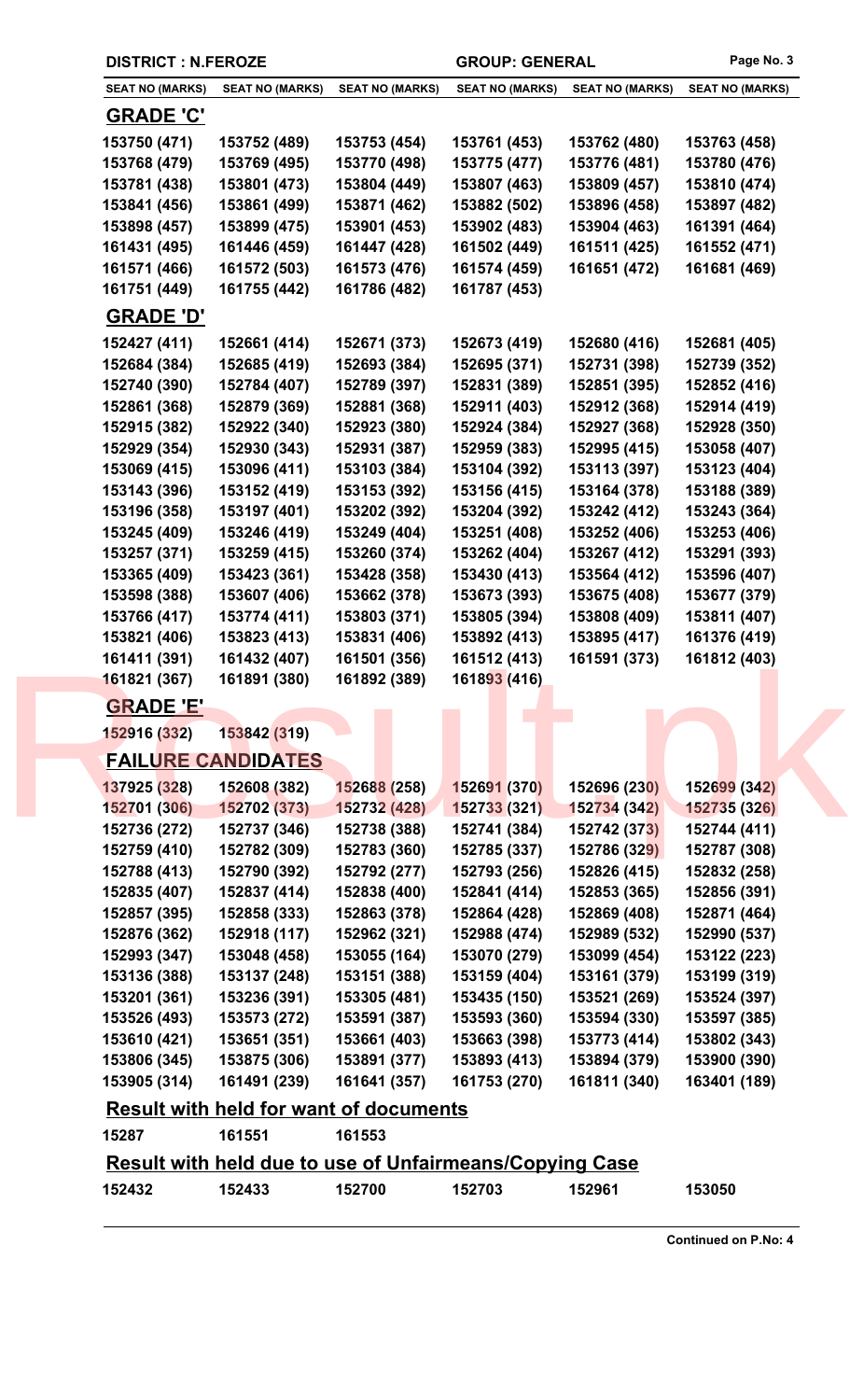| DISTRICT : N.FEROZE | | | GROUP: GENERAL | | |
|---|---|---|---|---|---|
| SEAT NO (MARKS) | SEAT NO (MARKS) | SEAT NO (MARKS) | SEAT NO (MARKS) | SEAT NO (MARKS) | SEAT NO (MARKS) |

## GRADE 'C'

| | | | | | |
|---|---|---|---|---|---|
| 153750 (471) | 153752 (489) | 153753 (454) | 153761 (453) | 153762 (480) | 153763 (458) |
| 153768 (479) | 153769 (495) | 153770 (498) | 153775 (477) | 153776 (481) | 153780 (476) |
| 153781 (438) | 153801 (473) | 153804 (449) | 153807 (463) | 153809 (457) | 153810 (474) |
| 153841 (456) | 153861 (499) | 153871 (462) | 153882 (502) | 153896 (458) | 153897 (482) |
| 153898 (457) | 153899 (475) | 153901 (453) | 153902 (483) | 153904 (463) | 161391 (464) |
| 161431 (495) | 161446 (459) | 161447 (428) | 161502 (449) | 161511 (425) | 161552 (471) |
| 161571 (466) | 161572 (503) | 161573 (476) | 161574 (459) | 161651 (472) | 161681 (469) |
| 161751 (449) | 161755 (442) | 161786 (482) | 161787 (453) | | |

## GRADE 'D'

| | | | | | |
|---|---|---|---|---|---|
| 152427 (411) | 152661 (414) | 152671 (373) | 152673 (419) | 152680 (416) | 152681 (405) |
| 152684 (384) | 152685 (419) | 152693 (384) | 152695 (371) | 152731 (398) | 152739 (352) |
| 152740 (390) | 152784 (407) | 152789 (397) | 152831 (389) | 152851 (395) | 152852 (416) |
| 152861 (368) | 152879 (369) | 152881 (368) | 152911 (403) | 152912 (368) | 152914 (419) |
| 152915 (382) | 152922 (340) | 152923 (380) | 152924 (384) | 152927 (368) | 152928 (350) |
| 152929 (354) | 152930 (343) | 152931 (387) | 152959 (383) | 152995 (415) | 153058 (407) |
| 153069 (415) | 153096 (411) | 153103 (384) | 153104 (392) | 153113 (397) | 153123 (404) |
| 153143 (396) | 153152 (419) | 153153 (392) | 153156 (415) | 153164 (378) | 153188 (389) |
| 153196 (358) | 153197 (401) | 153202 (392) | 153204 (392) | 153242 (412) | 153243 (364) |
| 153245 (409) | 153246 (419) | 153249 (404) | 153251 (408) | 153252 (406) | 153253 (406) |
| 153257 (371) | 153259 (415) | 153260 (374) | 153262 (404) | 153267 (412) | 153291 (393) |
| 153365 (409) | 153423 (361) | 153428 (358) | 153430 (413) | 153564 (412) | 153596 (407) |
| 153598 (388) | 153607 (406) | 153662 (378) | 153673 (393) | 153675 (408) | 153677 (379) |
| 153766 (417) | 153774 (411) | 153803 (371) | 153805 (394) | 153808 (409) | 153811 (407) |
| 153821 (406) | 153823 (413) | 153831 (406) | 153892 (413) | 153895 (417) | 161376 (419) |
| 161411 (391) | 161432 (407) | 161501 (356) | 161512 (413) | 161591 (373) | 161812 (403) |
| 161821 (367) | 161891 (380) | 161892 (389) | 161893 (416) | | |

## GRADE 'E'

| | |
|---|---|
| 152916 (332) | 153842 (319) |

## FAILURE CANDIDATES

| | | | | | |
|---|---|---|---|---|---|
| 137925 (328) | 152608 (382) | 152688 (258) | 152691 (370) | 152696 (230) | 152699 (342) |
| 152701 (306) | 152702 (373) | 152732 (428) | 152733 (321) | 152734 (342) | 152735 (326) |
| 152736 (272) | 152737 (346) | 152738 (388) | 152741 (384) | 152742 (373) | 152744 (411) |
| 152759 (410) | 152782 (309) | 152783 (360) | 152785 (337) | 152786 (329) | 152787 (308) |
| 152788 (413) | 152790 (392) | 152792 (277) | 152793 (256) | 152826 (415) | 152832 (258) |
| 152835 (407) | 152837 (414) | 152838 (400) | 152841 (414) | 152853 (365) | 152856 (391) |
| 152857 (395) | 152858 (333) | 152863 (378) | 152864 (428) | 152869 (408) | 152871 (464) |
| 152876 (362) | 152918 (117) | 152962 (321) | 152988 (474) | 152989 (532) | 152990 (537) |
| 152993 (347) | 153048 (458) | 153055 (164) | 153070 (279) | 153099 (454) | 153122 (223) |
| 153136 (388) | 153137 (248) | 153151 (388) | 153159 (404) | 153161 (379) | 153199 (319) |
| 153201 (361) | 153236 (391) | 153305 (481) | 153435 (150) | 153521 (269) | 153524 (397) |
| 153526 (493) | 153573 (272) | 153591 (387) | 153593 (360) | 153594 (330) | 153597 (385) |
| 153610 (421) | 153651 (351) | 153661 (403) | 153663 (398) | 153773 (414) | 153802 (343) |
| 153806 (345) | 153875 (306) | 153891 (377) | 153893 (413) | 153894 (379) | 153900 (390) |
| 153905 (314) | 161491 (239) | 161641 (357) | 161753 (270) | 161811 (340) | 163401 (189) |

## Result with held for want of documents

| | | |
|---|---|---|
| 15287 | 161551 | 161553 |

## Result with held due to use of Unfairmeans/Copying Case

| | | | | | |
|---|---|---|---|---|---|
| 152432 | 152433 | 152700 | 152703 | 152961 | 153050 |

Continued on P.No: 4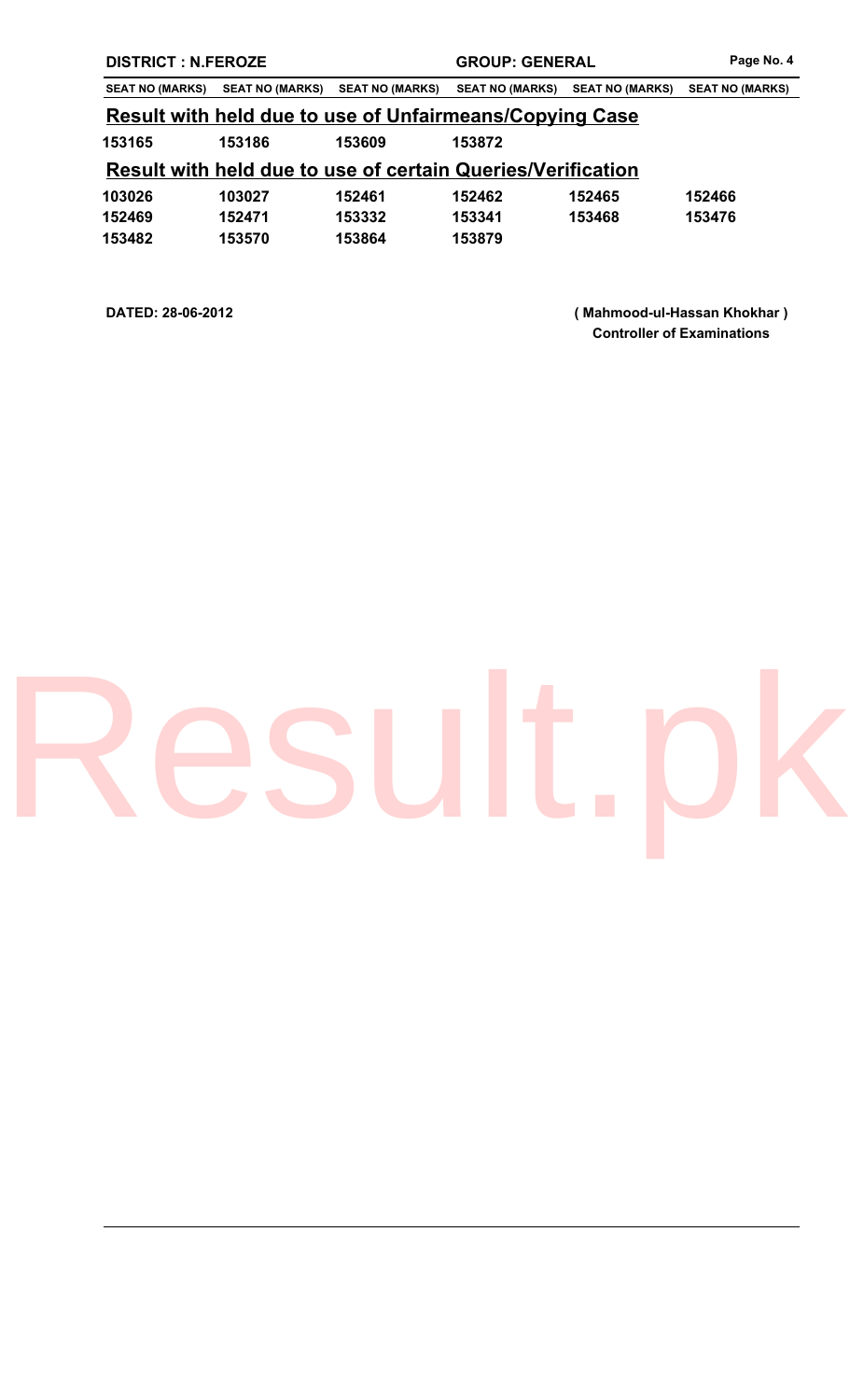DISTRICT : N.FEROZE    GROUP: GENERAL

| SEAT NO (MARKS) | SEAT NO (MARKS) | SEAT NO (MARKS) | SEAT NO (MARKS) | SEAT NO (MARKS) | SEAT NO (MARKS) |
|---|---|---|---|---|---|

## Result with held due to use of Unfairmeans/Copying Case

| | | | | | |
|---|---|---|---|---|---|
| 153165 | 153186 | 153609 | 153872 | | |

## Result with held due to use of certain Queries/Verification

| | | | | | |
|---|---|---|---|---|---|
| 103026 | 103027 | 152461 | 152462 | 152465 | 152466 |
| 152469 | 152471 | 153332 | 153341 | 153468 | 153476 |
| 153482 | 153570 | 153864 | 153879 | | |

DATED: 28-06-2012

( Mahmood-ul-Hassan Khokhar )
Controller of Examinations

Result.pk